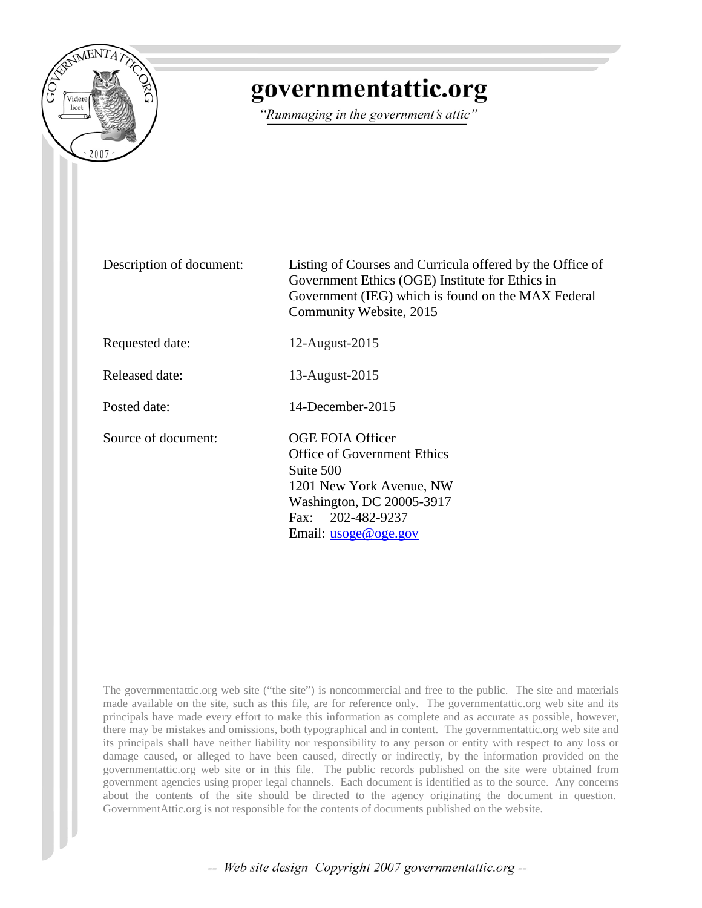# governmentattic.org

*"Rummaging in the government's attic"*

| | |
|---|---|
| Description of document: | Listing of Courses and Curricula offered by the Office of Government Ethics (OGE) Institute for Ethics in Government (IEG) which is found on the MAX Federal Community Website, 2015 |
| Requested date: | 12-August-2015 |
| Released date: | 13-August-2015 |
| Posted date: | 14-December-2015 |
| Source of document: | OGE FOIA Officer<br>Office of Government Ethics<br>Suite 500<br>1201 New York Avenue, NW<br>Washington, DC 20005-3917<br>Fax: 202-482-9237<br>Email: usoge@oge.gov |

The governmentattic.org web site ("the site") is noncommercial and free to the public. The site and materials made available on the site, such as this file, are for reference only. The governmentattic.org web site and its principals have made every effort to make this information as complete and as accurate as possible, however, there may be mistakes and omissions, both typographical and in content. The governmentattic.org web site and its principals shall have neither liability nor responsibility to any person or entity with respect to any loss or damage caused, or alleged to have been caused, directly or indirectly, by the information provided on the governmentattic.org web site or in this file. The public records published on the site were obtained from government agencies using proper legal channels. Each document is identified as to the source. Any concerns about the contents of the site should be directed to the agency originating the document in question. GovernmentAttic.org is not responsible for the contents of documents published on the website.

*-- Web site design Copyright 2007 governmentattic.org --*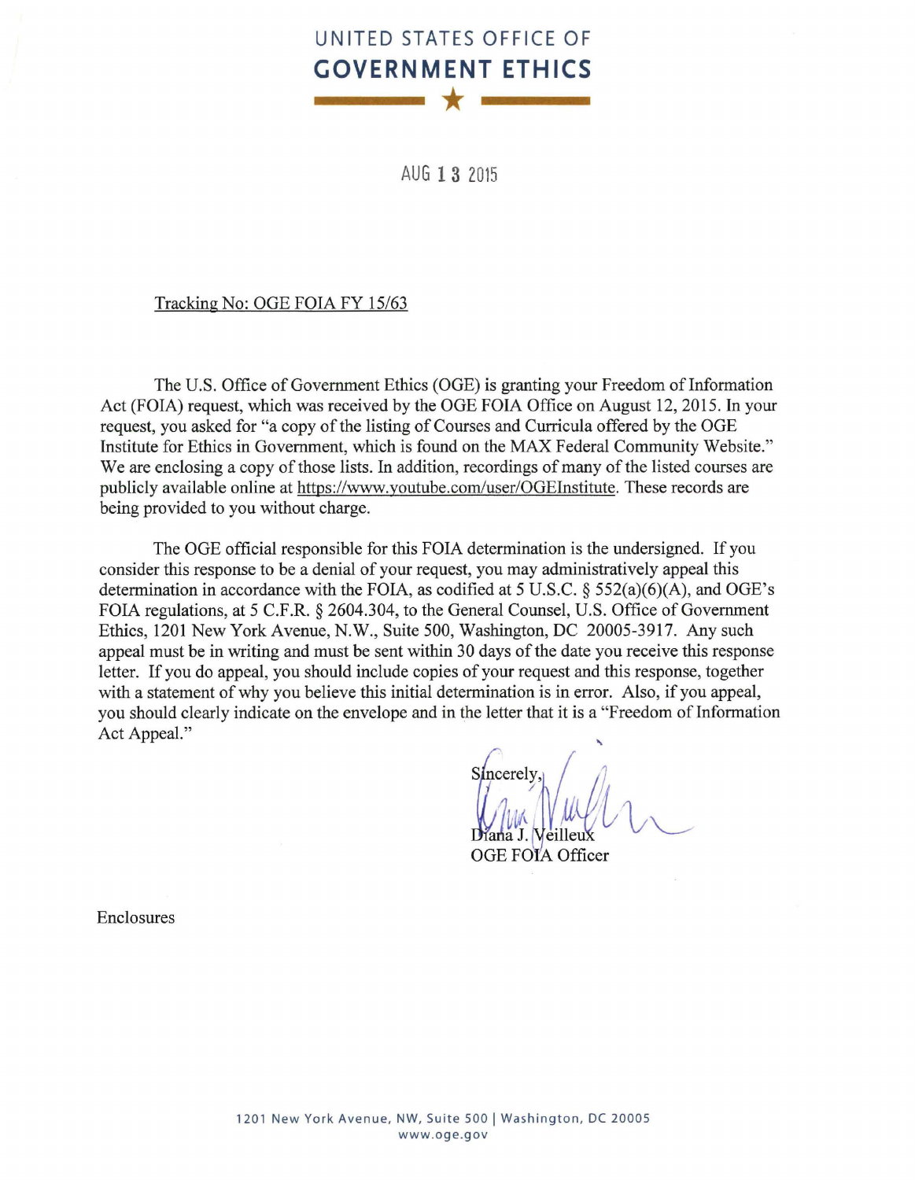# UNITED STATES OFFICE OF GOVERNMENT ETHICS

AUG 13 2015

Tracking No: OGE FOIA FY 15/63

The U.S. Office of Government Ethics (OGE) is granting your Freedom of Information Act (FOIA) request, which was received by the OGE FOIA Office on August 12, 2015. In your request, you asked for "a copy of the listing of Courses and Curricula offered by the OGE Institute for Ethics in Government, which is found on the MAX Federal Community Website." We are enclosing a copy of those lists. In addition, recordings of many of the listed courses are publicly available online at https://www.youtube.com/user/OGEInstitute. These records are being provided to you without charge.

The OGE official responsible for this FOIA determination is the undersigned. If you consider this response to be a denial of your request, you may administratively appeal this determination in accordance with the FOIA, as codified at 5 U.S.C. § 552(a)(6)(A), and OGE's FOIA regulations, at 5 C.F.R. § 2604.304, to the General Counsel, U.S. Office of Government Ethics, 1201 New York Avenue, N.W., Suite 500, Washington, DC 20005-3917. Any such appeal must be in writing and must be sent within 30 days of the date you receive this response letter. If you do appeal, you should include copies of your request and this response, together with a statement of why you believe this initial determination is in error. Also, if you appeal, you should clearly indicate on the envelope and in the letter that it is a "Freedom of Information Act Appeal."

Sincerely,

Diana J. Veilleux
OGE FOIA Officer

Enclosures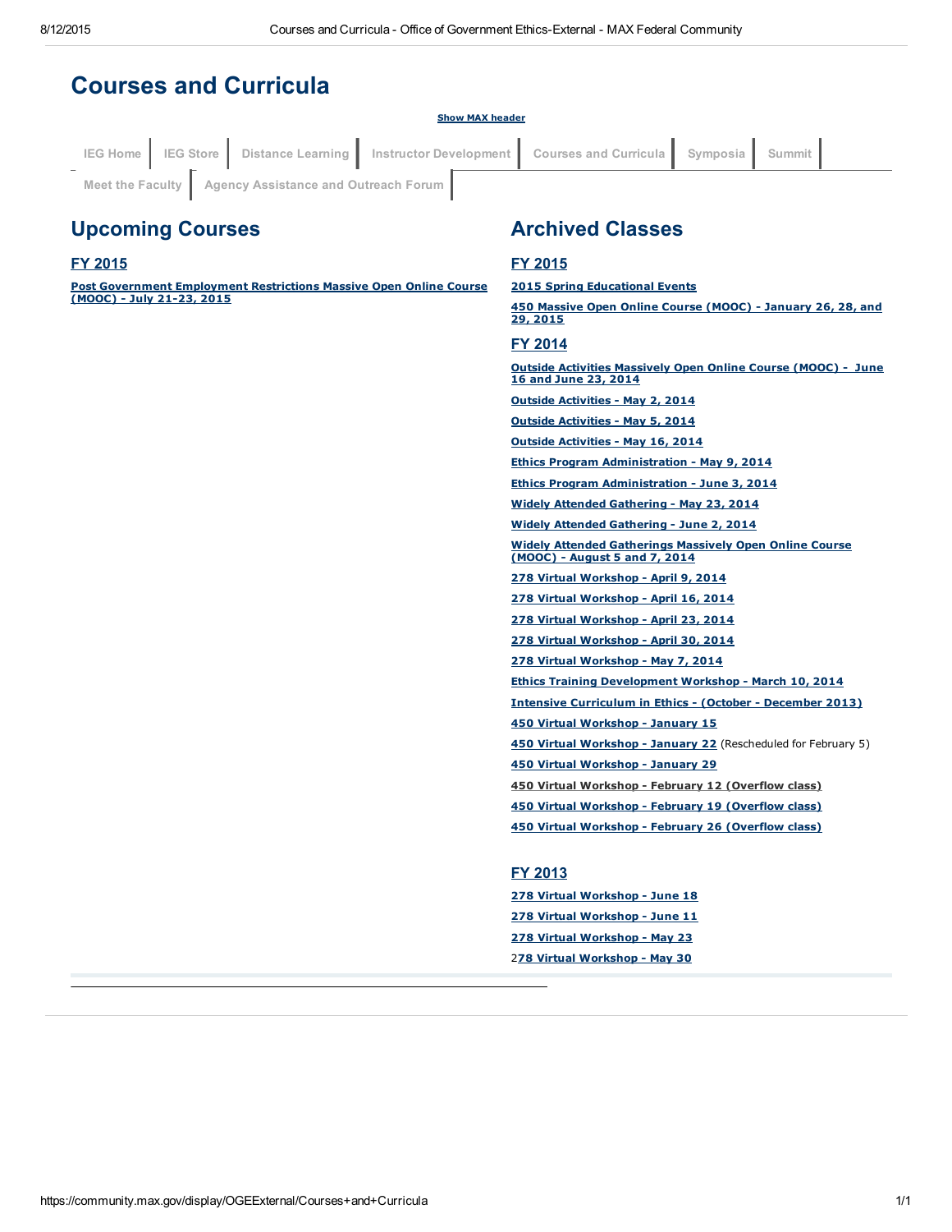# Courses and Curricula

Show MAX header

IEG Home | IEG Store | Distance Learning | Instructor Development | Courses and Curricula | Symposia | Summit | Meet the Faculty | Agency Assistance and Outreach Forum

## Upcoming Courses

### FY 2015

**Post Government Employment Restrictions Massive Open Online Course (MOOC) - July 21-23, 2015**

## Archived Classes

### FY 2015

**2015 Spring Educational Events**

**450 Massive Open Online Course (MOOC) - January 26, 28, and 29, 2015**

### FY 2014

**Outside Activities Massively Open Online Course (MOOC) - June 16 and June 23, 2014**

**Outside Activities - May 2, 2014**

**Outside Activities - May 5, 2014**

**Outside Activities - May 16, 2014**

**Ethics Program Administration - May 9, 2014**

**Ethics Program Administration - June 3, 2014**

**Widely Attended Gathering - May 23, 2014**

**Widely Attended Gathering - June 2, 2014**

**Widely Attended Gatherings Massively Open Online Course (MOOC) - August 5 and 7, 2014**

**278 Virtual Workshop - April 9, 2014**

**278 Virtual Workshop - April 16, 2014**

**278 Virtual Workshop - April 23, 2014**

**278 Virtual Workshop - April 30, 2014**

**278 Virtual Workshop - May 7, 2014**

**Ethics Training Development Workshop - March 10, 2014**

**Intensive Curriculum in Ethics - (October - December 2013)**

**450 Virtual Workshop - January 15**

**450 Virtual Workshop - January 22** (Rescheduled for February 5)

**450 Virtual Workshop - January 29**

**450 Virtual Workshop - February 12 (Overflow class)**

**450 Virtual Workshop - February 19 (Overflow class)**

**450 Virtual Workshop - February 26 (Overflow class)**

### FY 2013

**278 Virtual Workshop - June 18**

**278 Virtual Workshop - June 11**

**278 Virtual Workshop - May 23**

2**78 Virtual Workshop - May 30**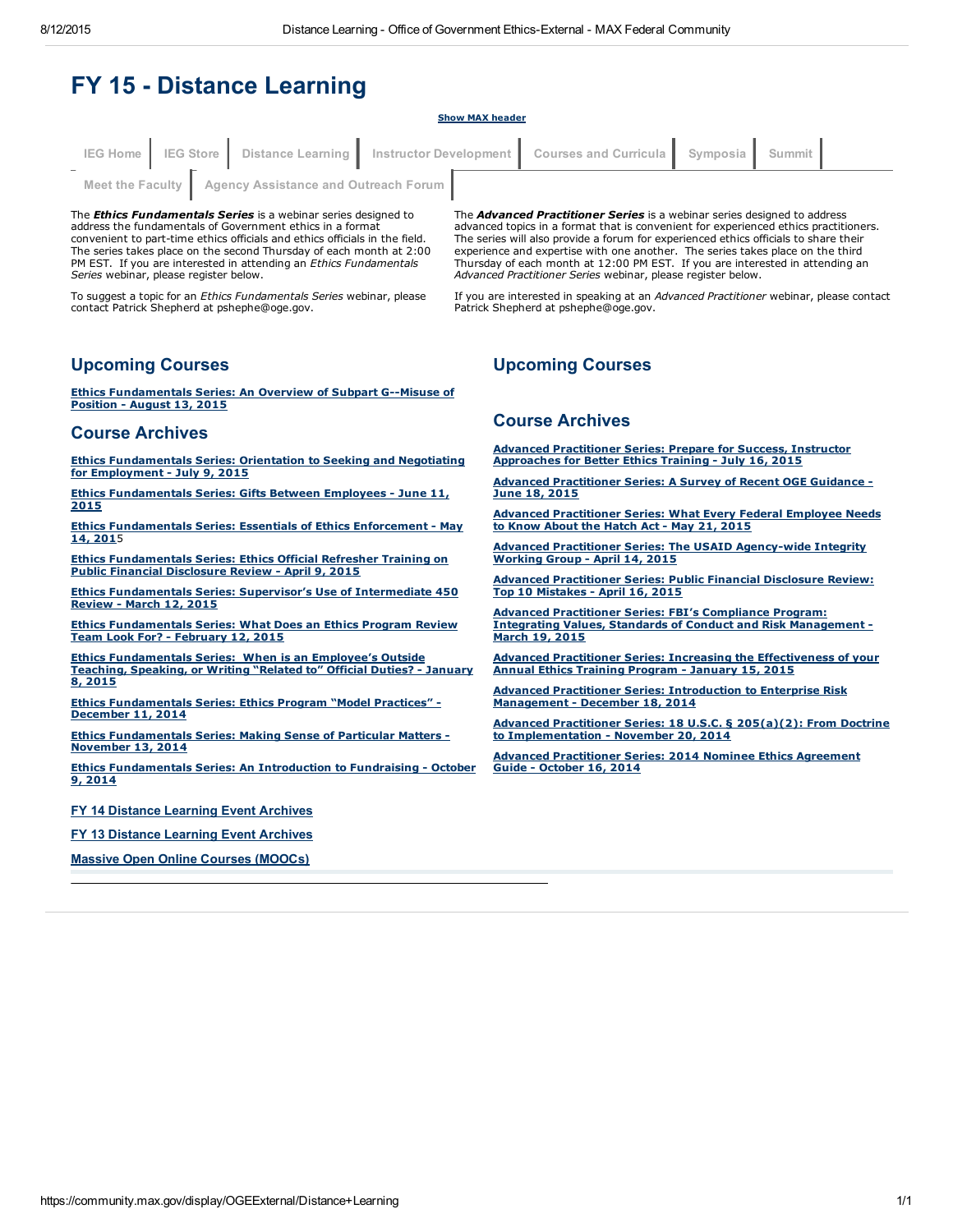# FY 15 - Distance Learning

Show MAX header

IEG Home | IEG Store | Distance Learning | Instructor Development | Courses and Curricula | Symposia | Summit | Meet the Faculty | Agency Assistance and Outreach Forum

The ***Ethics Fundamentals Series*** is a webinar series designed to address the fundamentals of Government ethics in a format convenient to part-time ethics officials and ethics officials in the field. The series takes place on the second Thursday of each month at 2:00 PM EST. If you are interested in attending an *Ethics Fundamentals Series* webinar, please register below.

To suggest a topic for an *Ethics Fundamentals Series* webinar, please contact Patrick Shepherd at pshephe@oge.gov.

## Upcoming Courses

**Ethics Fundamentals Series: An Overview of Subpart G--Misuse of Position - August 13, 2015**

## Course Archives

**Ethics Fundamentals Series: Orientation to Seeking and Negotiating for Employment - July 9, 2015**

**Ethics Fundamentals Series: Gifts Between Employees - June 11, 2015**

**Ethics Fundamentals Series: Essentials of Ethics Enforcement - May 14, 2015**

**Ethics Fundamentals Series: Ethics Official Refresher Training on Public Financial Disclosure Review - April 9, 2015**

**Ethics Fundamentals Series: Supervisor's Use of Intermediate 450 Review - March 12, 2015**

**Ethics Fundamentals Series: What Does an Ethics Program Review Team Look For? - February 12, 2015**

**Ethics Fundamentals Series: When is an Employee's Outside Teaching, Speaking, or Writing "Related to" Official Duties? - January 8, 2015**

**Ethics Fundamentals Series: Ethics Program "Model Practices" - December 11, 2014**

**Ethics Fundamentals Series: Making Sense of Particular Matters - November 13, 2014**

**Ethics Fundamentals Series: An Introduction to Fundraising - October 9, 2014**

FY 14 Distance Learning Event Archives

FY 13 Distance Learning Event Archives

Massive Open Online Courses (MOOCs)

The ***Advanced Practitioner Series*** is a webinar series designed to address advanced topics in a format that is convenient for experienced ethics practitioners. The series will also provide a forum for experienced ethics officials to share their experience and expertise with one another. The series takes place on the third Thursday of each month at 12:00 PM EST. If you are interested in attending an *Advanced Practitioner Series* webinar, please register below.

If you are interested in speaking at an *Advanced Practitioner* webinar, please contact Patrick Shepherd at pshephe@oge.gov.

## Upcoming Courses

## Course Archives

**Advanced Practitioner Series: Prepare for Success, Instructor Approaches for Better Ethics Training - July 16, 2015**

**Advanced Practitioner Series: A Survey of Recent OGE Guidance - June 18, 2015**

**Advanced Practitioner Series: What Every Federal Employee Needs to Know About the Hatch Act - May 21, 2015**

**Advanced Practitioner Series: The USAID Agency-wide Integrity Working Group - April 14, 2015**

**Advanced Practitioner Series: Public Financial Disclosure Review: Top 10 Mistakes - April 16, 2015**

**Advanced Practitioner Series: FBI's Compliance Program: Integrating Values, Standards of Conduct and Risk Management - March 19, 2015**

**Advanced Practitioner Series: Increasing the Effectiveness of your Annual Ethics Training Program - January 15, 2015**

**Advanced Practitioner Series: Introduction to Enterprise Risk Management - December 18, 2014**

**Advanced Practitioner Series: 18 U.S.C. § 205(a)(2): From Doctrine to Implementation - November 20, 2014**

**Advanced Practitioner Series: 2014 Nominee Ethics Agreement Guide - October 16, 2014**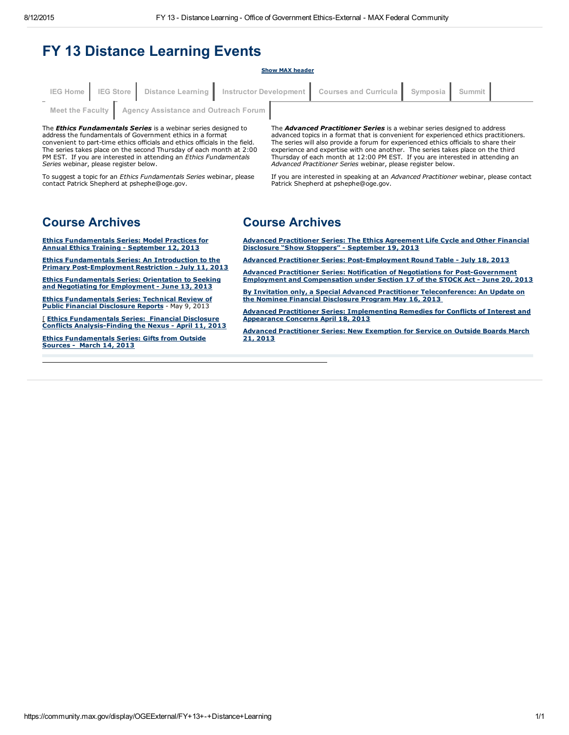# FY 13 Distance Learning Events

Show MAX header

IEG Home | IEG Store | Distance Learning | Instructor Development | Courses and Curricula | Symposia | Summit | Meet the Faculty | Agency Assistance and Outreach Forum

The ***Ethics Fundamentals Series*** is a webinar series designed to address the fundamentals of Government ethics in a format convenient to part-time ethics officials and ethics officials in the field. The series takes place on the second Thursday of each month at 2:00 PM EST. If you are interested in attending an *Ethics Fundamentals Series* webinar, please register below.

To suggest a topic for an *Ethics Fundamentals Series* webinar, please contact Patrick Shepherd at pshephe@oge.gov.

## Course Archives

**Ethics Fundamentals Series: Model Practices for Annual Ethics Training - September 12, 2013**

**Ethics Fundamentals Series: An Introduction to the Primary Post-Employment Restriction - July 11, 2013**

**Ethics Fundamentals Series: Orientation to Seeking and Negotiating for Employment - June 13, 2013**

**Ethics Fundamentals Series: Technical Review of Public Financial Disclosure Reports** - May 9, 2013

[ **Ethics Fundamentals Series: Financial Disclosure Conflicts Analysis-Finding the Nexus - April 11, 2013**

**Ethics Fundamentals Series: Gifts from Outside Sources - March 14, 2013**

The ***Advanced Practitioner Series*** is a webinar series designed to address advanced topics in a format that is convenient for experienced ethics practitioners. The series will also provide a forum for experienced ethics officials to share their experience and expertise with one another. The series takes place on the third Thursday of each month at 12:00 PM EST. If you are interested in attending an *Advanced Practitioner Series* webinar, please register below.

If you are interested in speaking at an *Advanced Practitioner* webinar, please contact Patrick Shepherd at pshephe@oge.gov.

## Course Archives

**Advanced Practitioner Series: The Ethics Agreement Life Cycle and Other Financial Disclosure "Show Stoppers" - September 19, 2013**

**Advanced Practitioner Series: Post-Employment Round Table - July 18, 2013**

**Advanced Practitioner Series: Notification of Negotiations for Post-Government Employment and Compensation under Section 17 of the STOCK Act - June 20, 2013**

**By Invitation only, a Special Advanced Practitioner Teleconference: An Update on the Nominee Financial Disclosure Program May 16, 2013**

**Advanced Practitioner Series: Implementing Remedies for Conflicts of Interest and Appearance Concerns April 18, 2013**

**Advanced Practitioner Series: New Exemption for Service on Outside Boards March 21, 2013**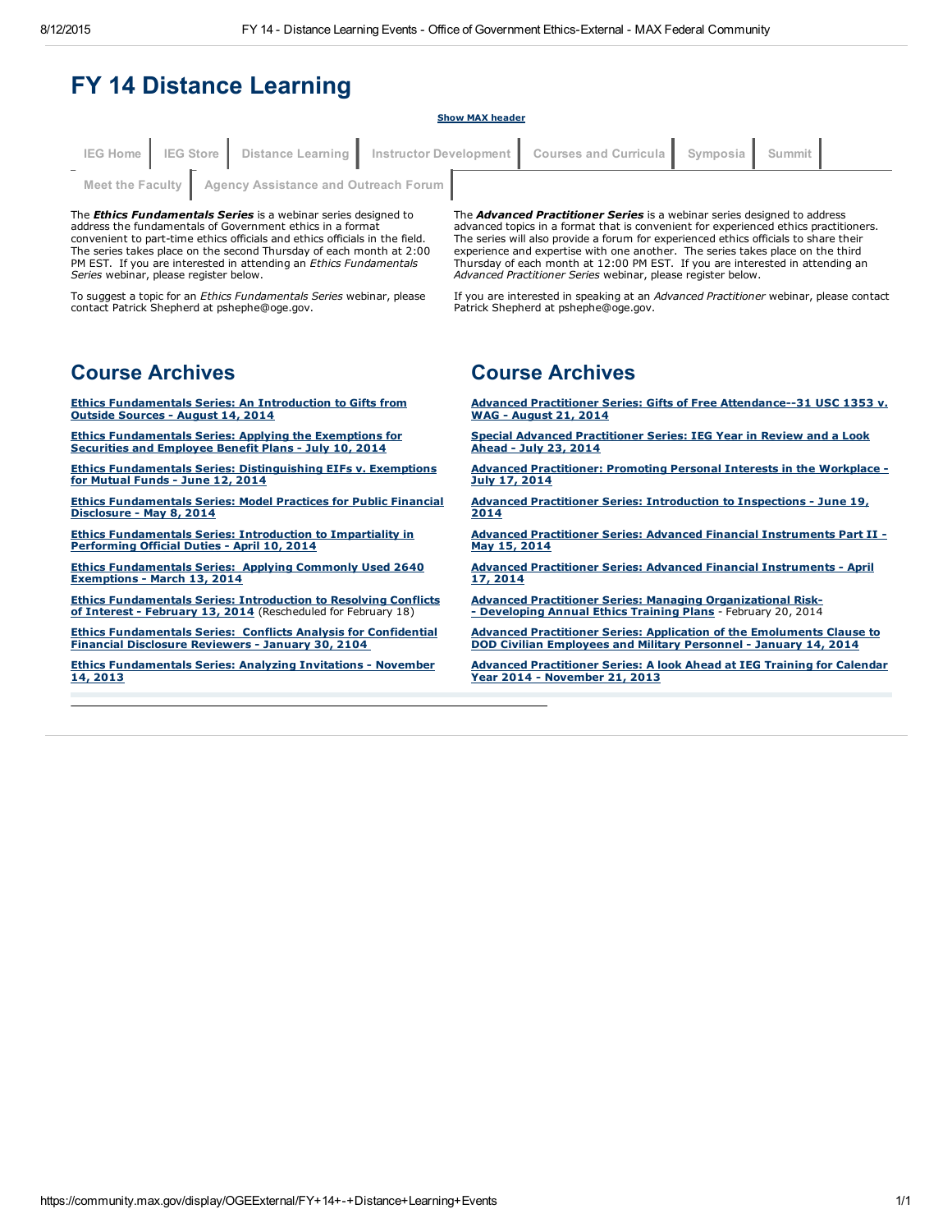# FY 14 Distance Learning

Show MAX header

IEG Home | IEG Store | Distance Learning | Instructor Development | Courses and Curricula | Symposia | Summit | Meet the Faculty | Agency Assistance and Outreach Forum

The ***Ethics Fundamentals Series*** is a webinar series designed to address the fundamentals of Government ethics in a format convenient to part-time ethics officials and ethics officials in the field. The series takes place on the second Thursday of each month at 2:00 PM EST. If you are interested in attending an *Ethics Fundamentals Series* webinar, please register below.

To suggest a topic for an *Ethics Fundamentals Series* webinar, please contact Patrick Shepherd at pshephe@oge.gov.

## Course Archives

**Ethics Fundamentals Series: An Introduction to Gifts from Outside Sources - August 14, 2014**

**Ethics Fundamentals Series: Applying the Exemptions for Securities and Employee Benefit Plans - July 10, 2014**

**Ethics Fundamentals Series: Distinguishing EIFs v. Exemptions for Mutual Funds - June 12, 2014**

**Ethics Fundamentals Series: Model Practices for Public Financial Disclosure - May 8, 2014**

**Ethics Fundamentals Series: Introduction to Impartiality in Performing Official Duties - April 10, 2014**

**Ethics Fundamentals Series: Applying Commonly Used 2640 Exemptions - March 13, 2014**

**Ethics Fundamentals Series: Introduction to Resolving Conflicts of Interest - February 13, 2014** (Rescheduled for February 18)

**Ethics Fundamentals Series: Conflicts Analysis for Confidential Financial Disclosure Reviewers - January 30, 2104**

**Ethics Fundamentals Series: Analyzing Invitations - November 14, 2013**

The ***Advanced Practitioner Series*** is a webinar series designed to address advanced topics in a format that is convenient for experienced ethics practitioners. The series will also provide a forum for experienced ethics officials to share their experience and expertise with one another. The series takes place on the third Thursday of each month at 12:00 PM EST. If you are interested in attending an *Advanced Practitioner Series* webinar, please register below.

If you are interested in speaking at an *Advanced Practitioner* webinar, please contact Patrick Shepherd at pshephe@oge.gov.

## Course Archives

**Advanced Practitioner Series: Gifts of Free Attendance--31 USC 1353 v. WAG - August 21, 2014**

**Special Advanced Practitioner Series: IEG Year in Review and a Look Ahead - July 23, 2014**

**Advanced Practitioner: Promoting Personal Interests in the Workplace - July 17, 2014**

**Advanced Practitioner Series: Introduction to Inspections - June 19, 2014**

**Advanced Practitioner Series: Advanced Financial Instruments Part II - May 15, 2014**

**Advanced Practitioner Series: Advanced Financial Instruments - April 17, 2014**

**Advanced Practitioner Series: Managing Organizational Risk- - Developing Annual Ethics Training Plans** - February 20, 2014

**Advanced Practitioner Series: Application of the Emoluments Clause to DOD Civilian Employees and Military Personnel - January 14, 2014**

**Advanced Practitioner Series: A look Ahead at IEG Training for Calendar Year 2014 - November 21, 2013**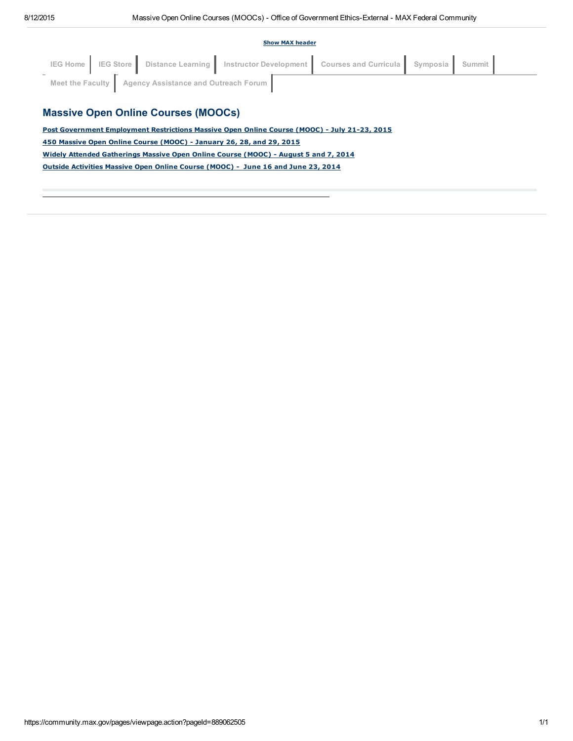Show MAX header

IEG Home | IEG Store | Distance Learning | Instructor Development | Courses and Curricula | Symposia | Summit | Meet the Faculty | Agency Assistance and Outreach Forum

## Massive Open Online Courses (MOOCs)

**Post Government Employment Restrictions Massive Open Online Course (MOOC) - July 21-23, 2015**

**450 Massive Open Online Course (MOOC) - January 26, 28, and 29, 2015**

**Widely Attended Gatherings Massive Open Online Course (MOOC) - August 5 and 7, 2014**

**Outside Activities Massive Open Online Course (MOOC) - June 16 and June 23, 2014**